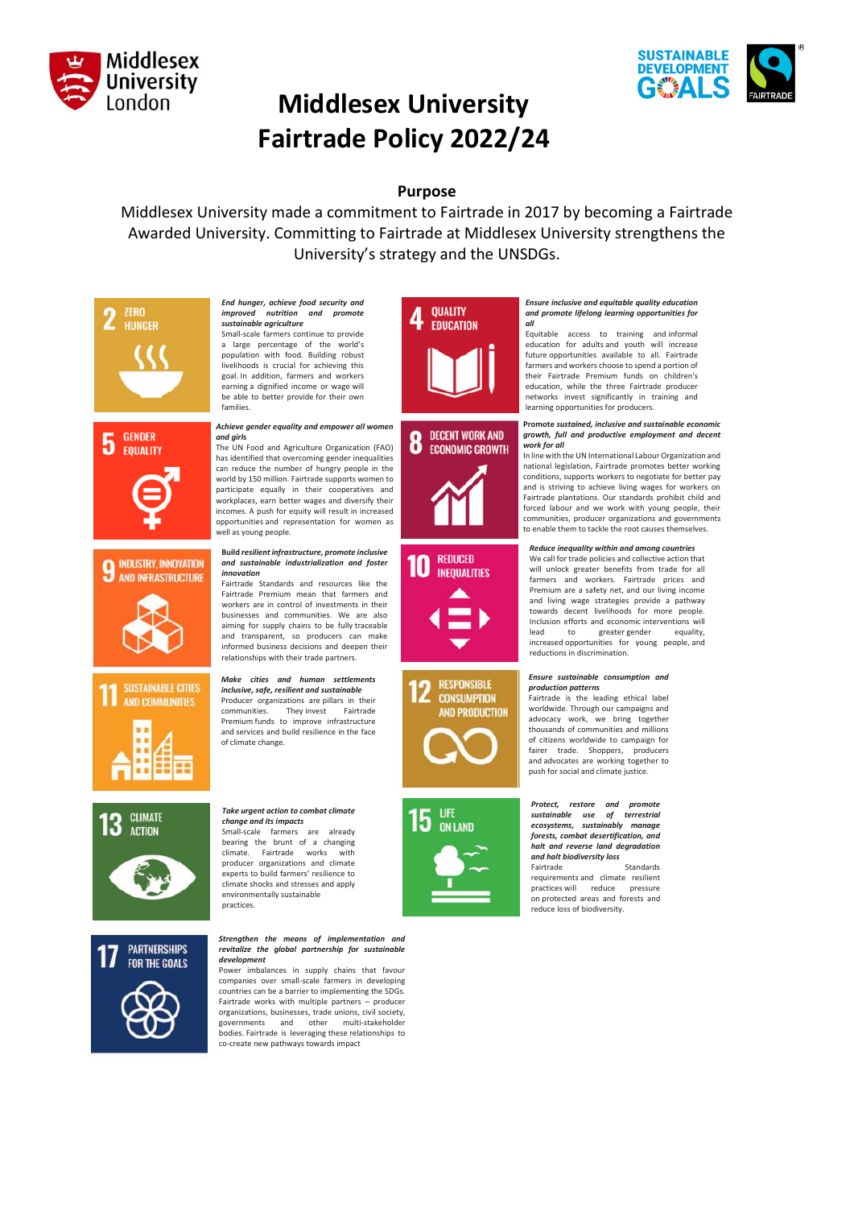# Middlesex University Fairtrade Policy 2022/24

## Purpose

Middlesex University made a commitment to Fairtrade in 2017 by becoming a Fairtrade Awarded University. Committing to Fairtrade at Middlesex University strengthens the University's strategy and the UNSDGs.

### 2 ZERO HUNGER

***End hunger, achieve food security and improved nutrition and promote sustainable agriculture***

Small-scale farmers continue to provide a large percentage of the world's population with food. Building robust livelihoods is crucial for achieving this goal. In addition, farmers and workers earning a dignified income or wage will be able to better provide for their own families.

### 4 QUALITY EDUCATION

***Ensure inclusive and equitable quality education and promote lifelong learning opportunities for all***

Equitable access to training and informal education for adults and youth will increase future opportunities available to all. Fairtrade farmers and workers choose to spend a portion of their Fairtrade Premium funds on children's education, while the three Fairtrade producer networks invest significantly in training and learning opportunities for producers.

### 5 GENDER EQUALITY

***Achieve gender equality and empower all women and girls***

The UN Food and Agriculture Organization (FAO) has identified that overcoming gender inequalities can reduce the number of hungry people in the world by 150 million. Fairtrade supports women to participate equally in their cooperatives and workplaces, earn better wages and diversify their incomes. A push for equity will result in increased opportunities and representation for women as well as young people.

### 8 DECENT WORK AND ECONOMIC GROWTH

**Promote *sustained, inclusive and sustainable economic growth, full and productive employment and decent work for all***

In line with the UN International Labour Organization and national legislation, Fairtrade promotes better working conditions, supports workers to negotiate for better pay and is striving to achieve living wages for workers on Fairtrade plantations. Our standards prohibit child and forced labour and we work with young people, their communities, producer organizations and governments to enable them to tackle the root causes themselves.

### 9 INDUSTRY, INNOVATION AND INFRASTRUCTURE

**Build *resilient infrastructure, promote inclusive and sustainable industrialization and foster innovation***

Fairtrade Standards and resources like the Fairtrade Premium mean that farmers and workers are in control of investments in their businesses and communities. We are also aiming for supply chains to be fully traceable and transparent, so producers can make informed business decisions and deepen their relationships with their trade partners.

### 10 REDUCED INEQUALITIES

***Reduce inequality within and among countries***

We call for trade policies and collective action that will unlock greater benefits from trade for all farmers and workers. Fairtrade prices and Premium are a safety net, and our living income and living wage strategies provide a pathway towards decent livelihoods for more people. Inclusion efforts and economic interventions will lead to greater gender equality, increased opportunities for young people, and reductions in discrimination.

### 11 SUSTAINABLE CITIES AND COMMUNITIES

***Make cities and human settlements inclusive, safe, resilient and sustainable***

Producer organizations are pillars in their communities. They invest Fairtrade Premium funds to improve infrastructure and services and build resilience in the face of climate change.

### 12 RESPONSIBLE CONSUMPTION AND PRODUCTION

***Ensure sustainable consumption and production patterns***

Fairtrade is the leading ethical label worldwide. Through our campaigns and advocacy work, we bring together thousands of communities and millions of citizens worldwide to campaign for fairer trade. Shoppers, producers and advocates are working together to push for social and climate justice.

### 13 CLIMATE ACTION

***Take urgent action to combat climate change and its impacts***

Small-scale farmers are already bearing the brunt of a changing climate. Fairtrade works with producer organizations and climate experts to build farmers' resilience to climate shocks and stresses and apply environmentally sustainable practices.

### 15 LIFE ON LAND

***Protect, restore and promote sustainable use of terrestrial ecosystems, sustainably manage forests, combat desertification, and halt and reverse land degradation and halt biodiversity loss***

Fairtrade Standards requirements and climate resilient practices will reduce pressure on protected areas and forests and reduce loss of biodiversity.

### 17 PARTNERSHIPS FOR THE GOALS

***Strengthen the means of implementation and revitalize the global partnership for sustainable development***

Power imbalances in supply chains that favour companies over small-scale farmers in developing countries can be a barrier to implementing the SDGs. Fairtrade works with multiple partners – producer organizations, businesses, trade unions, civil society, governments and other multi-stakeholder bodies. Fairtrade is leveraging these relationships to co-create new pathways towards impact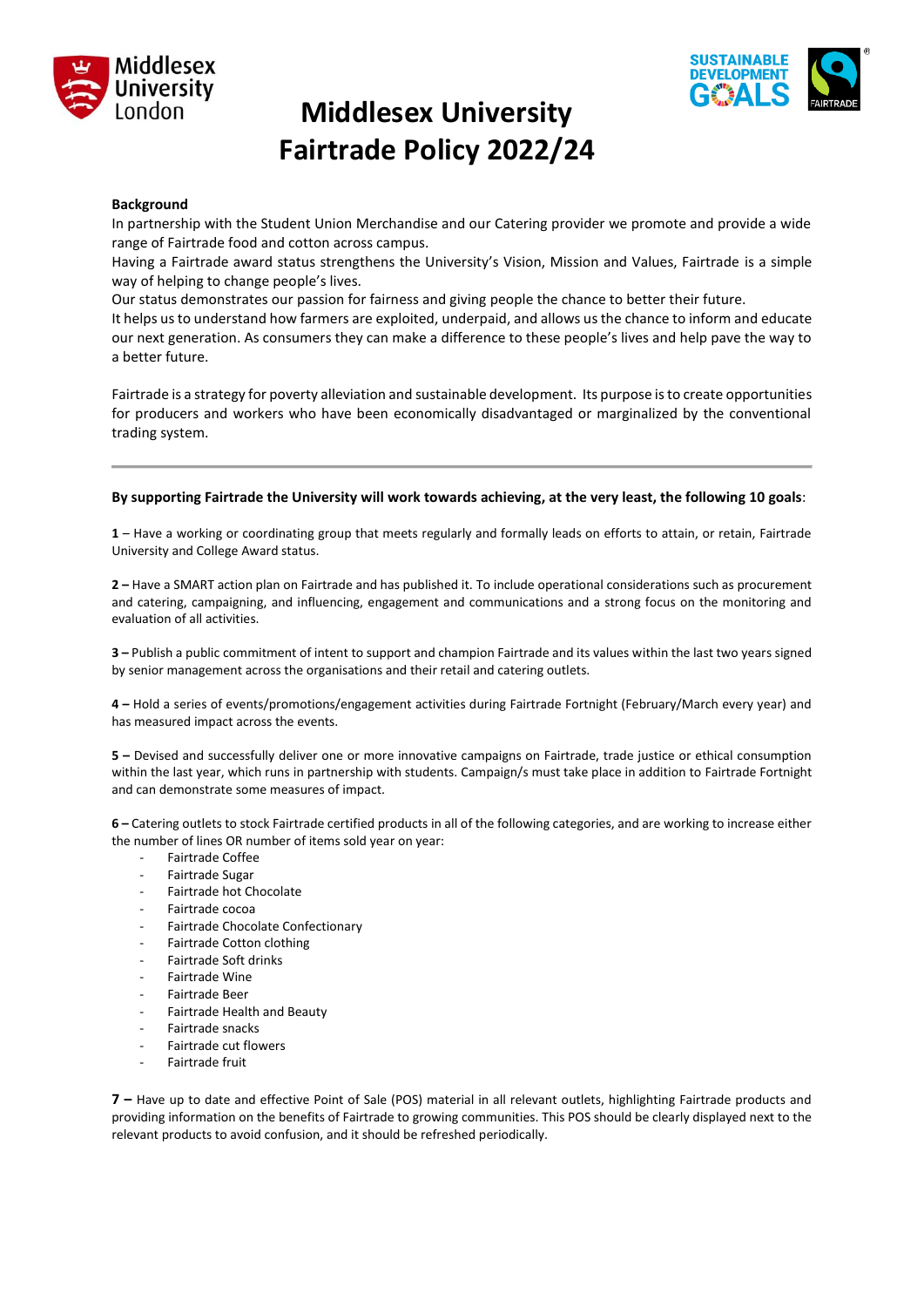# Middlesex University Fairtrade Policy 2022/24

**Background**

In partnership with the Student Union Merchandise and our Catering provider we promote and provide a wide range of Fairtrade food and cotton across campus.

Having a Fairtrade award status strengthens the University's Vision, Mission and Values, Fairtrade is a simple way of helping to change people's lives.

Our status demonstrates our passion for fairness and giving people the chance to better their future.

It helps us to understand how farmers are exploited, underpaid, and allows us the chance to inform and educate our next generation. As consumers they can make a difference to these people's lives and help pave the way to a better future.

Fairtrade is a strategy for poverty alleviation and sustainable development. Its purpose is to create opportunities for producers and workers who have been economically disadvantaged or marginalized by the conventional trading system.

---

**By supporting Fairtrade the University will work towards achieving, at the very least, the following 10 goals**:

**1** – Have a working or coordinating group that meets regularly and formally leads on efforts to attain, or retain, Fairtrade University and College Award status.

**2 –** Have a SMART action plan on Fairtrade and has published it. To include operational considerations such as procurement and catering, campaigning, and influencing, engagement and communications and a strong focus on the monitoring and evaluation of all activities.

**3 –** Publish a public commitment of intent to support and champion Fairtrade and its values within the last two years signed by senior management across the organisations and their retail and catering outlets.

**4 –** Hold a series of events/promotions/engagement activities during Fairtrade Fortnight (February/March every year) and has measured impact across the events.

**5 –** Devised and successfully deliver one or more innovative campaigns on Fairtrade, trade justice or ethical consumption within the last year, which runs in partnership with students. Campaign/s must take place in addition to Fairtrade Fortnight and can demonstrate some measures of impact.

**6 –** Catering outlets to stock Fairtrade certified products in all of the following categories, and are working to increase either the number of lines OR number of items sold year on year:

- Fairtrade Coffee
- Fairtrade Sugar
- Fairtrade hot Chocolate
- Fairtrade cocoa
- Fairtrade Chocolate Confectionary
- Fairtrade Cotton clothing
- Fairtrade Soft drinks
- Fairtrade Wine
- Fairtrade Beer
- Fairtrade Health and Beauty
- Fairtrade snacks
- Fairtrade cut flowers
- Fairtrade fruit

**7 –** Have up to date and effective Point of Sale (POS) material in all relevant outlets, highlighting Fairtrade products and providing information on the benefits of Fairtrade to growing communities. This POS should be clearly displayed next to the relevant products to avoid confusion, and it should be refreshed periodically.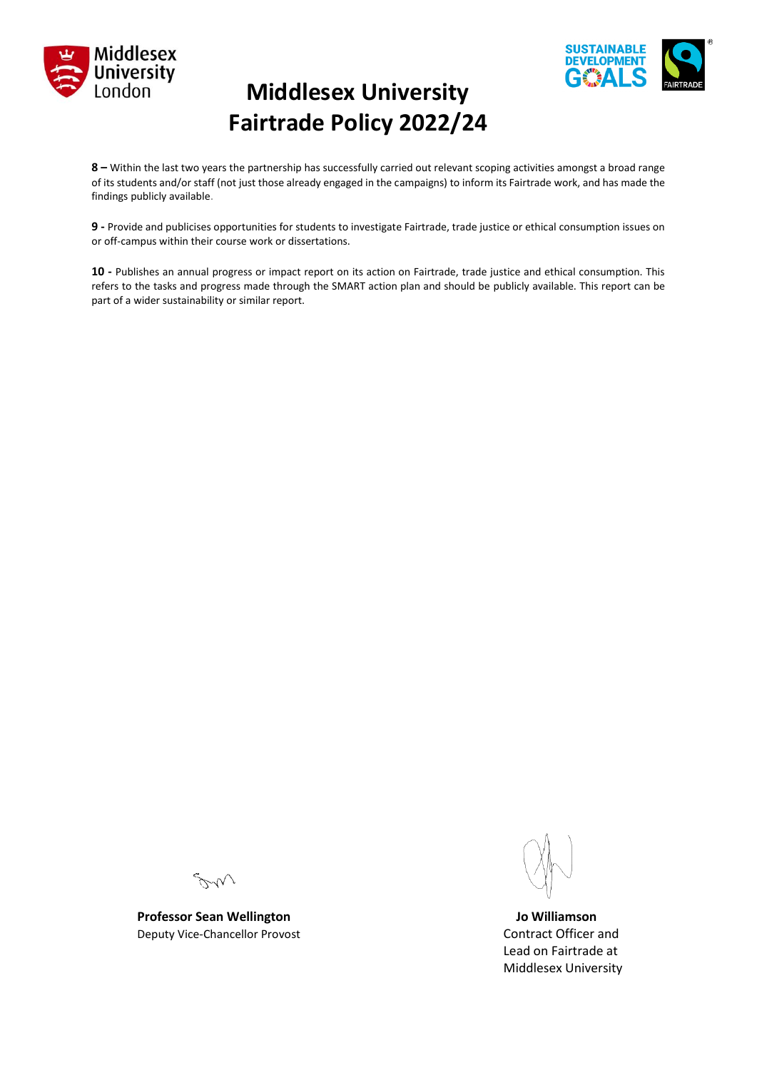# Middlesex University Fairtrade Policy 2022/24

**8 –** Within the last two years the partnership has successfully carried out relevant scoping activities amongst a broad range of its students and/or staff (not just those already engaged in the campaigns) to inform its Fairtrade work, and has made the findings publicly available.

**9 -** Provide and publicises opportunities for students to investigate Fairtrade, trade justice or ethical consumption issues on or off-campus within their course work or dissertations.

**10 -** Publishes an annual progress or impact report on its action on Fairtrade, trade justice and ethical consumption. This refers to the tasks and progress made through the SMART action plan and should be publicly available. This report can be part of a wider sustainability or similar report.

**Professor Sean Wellington**
Deputy Vice-Chancellor Provost

**Jo Williamson**
Contract Officer and Lead on Fairtrade at Middlesex University